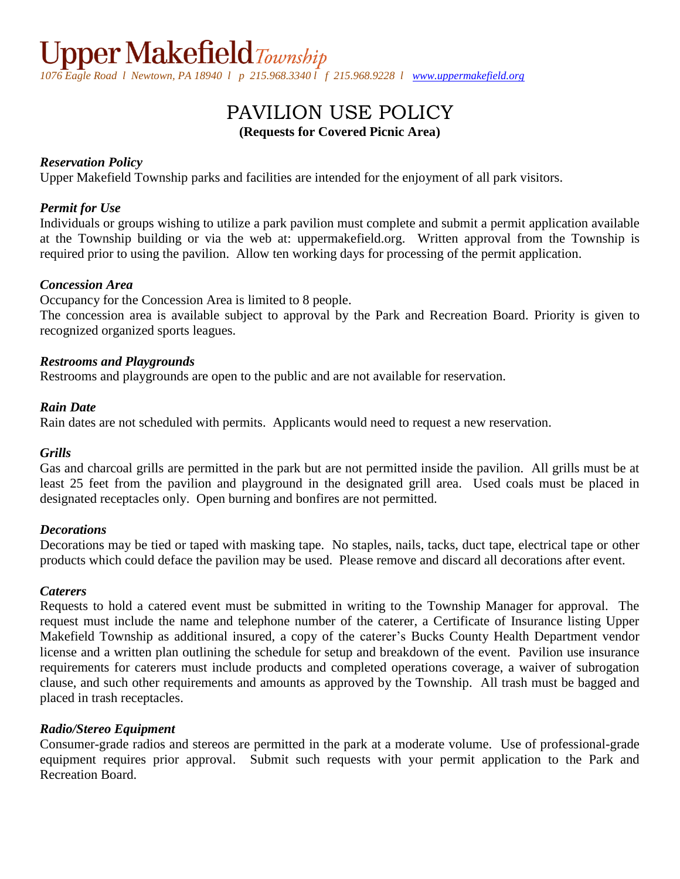# Upper Makefield *Township*

*1076 Eagle Road l Newtown, PA 18940 l p 215.968.3340 l f 215.968.9228 l www.uppermakefield.org*

## PAVILION USE POLICY

**(Requests for Covered Picnic Area)**

***Reservation Policy***

Upper Makefield Township parks and facilities are intended for the enjoyment of all park visitors.

***Permit for Use***

Individuals or groups wishing to utilize a park pavilion must complete and submit a permit application available at the Township building or via the web at: uppermakefield.org. Written approval from the Township is required prior to using the pavilion. Allow ten working days for processing of the permit application.

***Concession Area***

Occupancy for the Concession Area is limited to 8 people.

The concession area is available subject to approval by the Park and Recreation Board. Priority is given to recognized organized sports leagues.

***Restrooms and Playgrounds***

Restrooms and playgrounds are open to the public and are not available for reservation.

***Rain Date***

Rain dates are not scheduled with permits. Applicants would need to request a new reservation.

***Grills***

Gas and charcoal grills are permitted in the park but are not permitted inside the pavilion. All grills must be at least 25 feet from the pavilion and playground in the designated grill area. Used coals must be placed in designated receptacles only. Open burning and bonfires are not permitted.

***Decorations***

Decorations may be tied or taped with masking tape. No staples, nails, tacks, duct tape, electrical tape or other products which could deface the pavilion may be used. Please remove and discard all decorations after event.

***Caterers***

Requests to hold a catered event must be submitted in writing to the Township Manager for approval. The request must include the name and telephone number of the caterer, a Certificate of Insurance listing Upper Makefield Township as additional insured, a copy of the caterer's Bucks County Health Department vendor license and a written plan outlining the schedule for setup and breakdown of the event. Pavilion use insurance requirements for caterers must include products and completed operations coverage, a waiver of subrogation clause, and such other requirements and amounts as approved by the Township. All trash must be bagged and placed in trash receptacles.

***Radio/Stereo Equipment***

Consumer-grade radios and stereos are permitted in the park at a moderate volume. Use of professional-grade equipment requires prior approval. Submit such requests with your permit application to the Park and Recreation Board.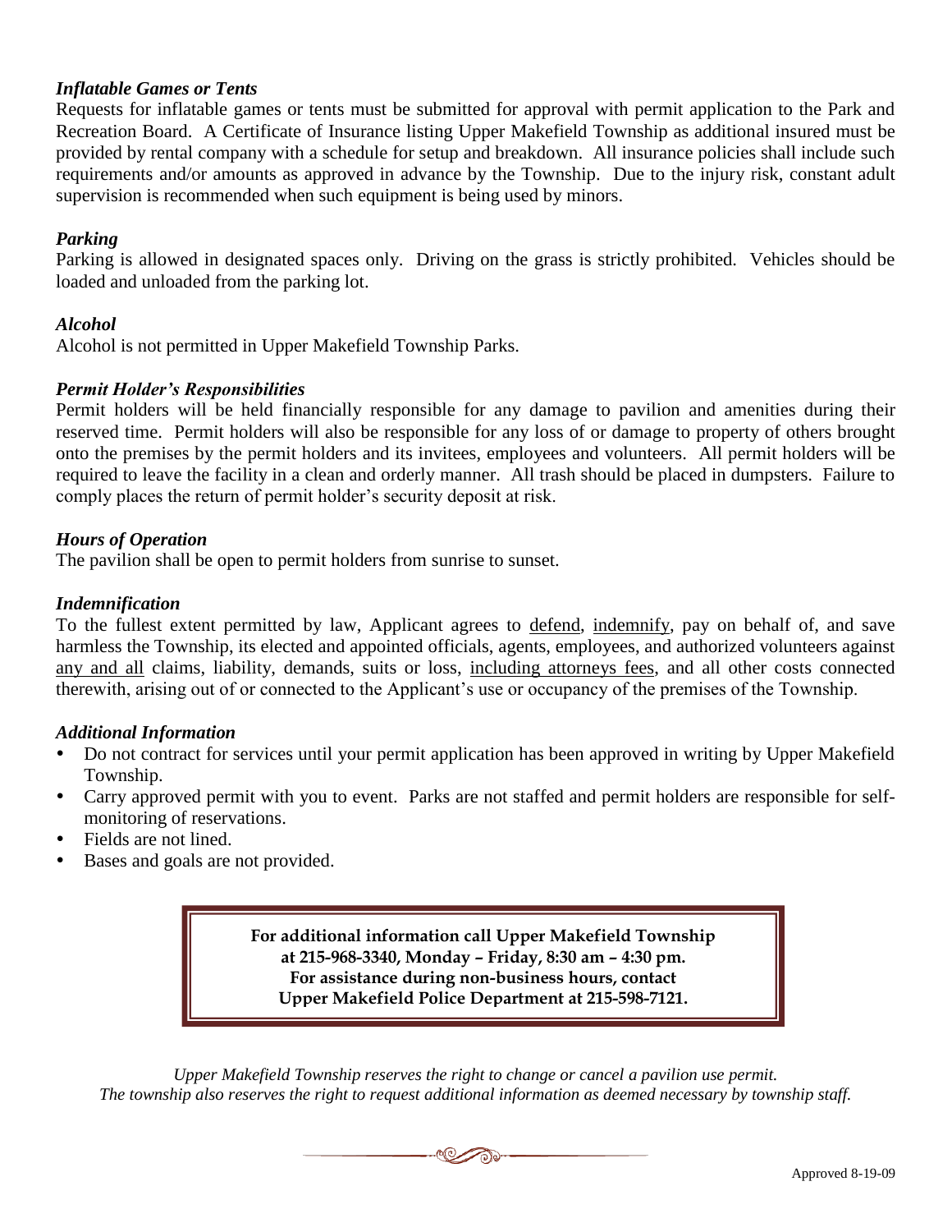### *Inflatable Games or Tents*

Requests for inflatable games or tents must be submitted for approval with permit application to the Park and Recreation Board. A Certificate of Insurance listing Upper Makefield Township as additional insured must be provided by rental company with a schedule for setup and breakdown. All insurance policies shall include such requirements and/or amounts as approved in advance by the Township. Due to the injury risk, constant adult supervision is recommended when such equipment is being used by minors.

### *Parking*

Parking is allowed in designated spaces only. Driving on the grass is strictly prohibited. Vehicles should be loaded and unloaded from the parking lot.

### *Alcohol*

Alcohol is not permitted in Upper Makefield Township Parks.

### *Permit Holder's Responsibilities*

Permit holders will be held financially responsible for any damage to pavilion and amenities during their reserved time. Permit holders will also be responsible for any loss of or damage to property of others brought onto the premises by the permit holders and its invitees, employees and volunteers. All permit holders will be required to leave the facility in a clean and orderly manner. All trash should be placed in dumpsters. Failure to comply places the return of permit holder's security deposit at risk.

### *Hours of Operation*

The pavilion shall be open to permit holders from sunrise to sunset.

### *Indemnification*

To the fullest extent permitted by law, Applicant agrees to defend, indemnify, pay on behalf of, and save harmless the Township, its elected and appointed officials, agents, employees, and authorized volunteers against any and all claims, liability, demands, suits or loss, including attorneys fees, and all other costs connected therewith, arising out of or connected to the Applicant's use or occupancy of the premises of the Township.

### *Additional Information*

- Do not contract for services until your permit application has been approved in writing by Upper Makefield Township.
- Carry approved permit with you to event. Parks are not staffed and permit holders are responsible for self-monitoring of reservations.
- Fields are not lined.
- Bases and goals are not provided.

**For additional information call Upper Makefield Township at 215-968-3340, Monday – Friday, 8:30 am – 4:30 pm. For assistance during non-business hours, contact Upper Makefield Police Department at 215-598-7121.**

*Upper Makefield Township reserves the right to change or cancel a pavilion use permit. The township also reserves the right to request additional information as deemed necessary by township staff.*

Approved 8-19-09